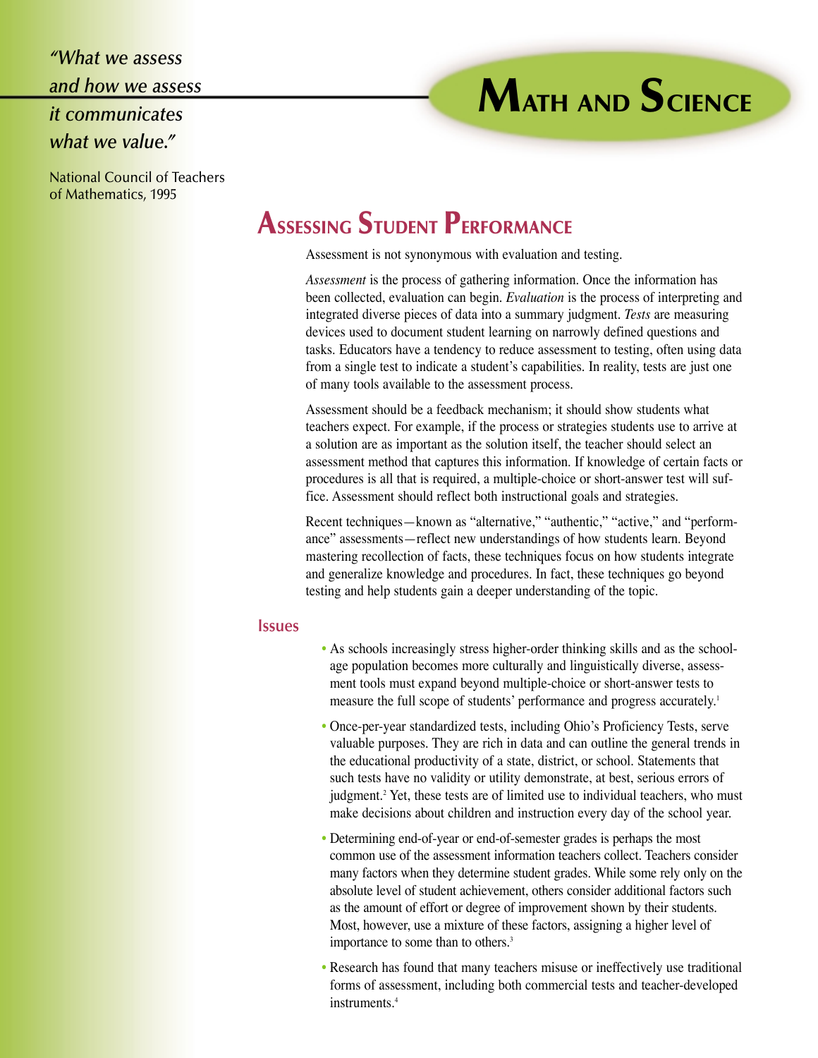*"What we assess and how we assess it communicates what we value."*

National Council of Teachers of Mathematics, 1995

# Math and Science

## Assessing Student Performance

Assessment is not synonymous with evaluation and testing.

*Assessment* is the process of gathering information. Once the information has been collected, evaluation can begin. *Evaluation* is the process of interpreting and integrated diverse pieces of data into a summary judgment. *Tests* are measuring devices used to document student learning on narrowly defined questions and tasks. Educators have a tendency to reduce assessment to testing, often using data from a single test to indicate a student's capabilities. In reality, tests are just one of many tools available to the assessment process.

Assessment should be a feedback mechanism; it should show students what teachers expect. For example, if the process or strategies students use to arrive at a solution are as important as the solution itself, the teacher should select an assessment method that captures this information. If knowledge of certain facts or procedures is all that is required, a multiple-choice or short-answer test will suffice. Assessment should reflect both instructional goals and strategies.

Recent techniques—known as "alternative," "authentic," "active," and "performance" assessments—reflect new understandings of how students learn. Beyond mastering recollection of facts, these techniques focus on how students integrate and generalize knowledge and procedures. In fact, these techniques go beyond testing and help students gain a deeper understanding of the topic.

### Issues

- As schools increasingly stress higher-order thinking skills and as the school-age population becomes more culturally and linguistically diverse, assessment tools must expand beyond multiple-choice or short-answer tests to measure the full scope of students' performance and progress accurately.[1]
- Once-per-year standardized tests, including Ohio's Proficiency Tests, serve valuable purposes. They are rich in data and can outline the general trends in the educational productivity of a state, district, or school. Statements that such tests have no validity or utility demonstrate, at best, serious errors of judgment.[2] Yet, these tests are of limited use to individual teachers, who must make decisions about children and instruction every day of the school year.
- Determining end-of-year or end-of-semester grades is perhaps the most common use of the assessment information teachers collect. Teachers consider many factors when they determine student grades. While some rely only on the absolute level of student achievement, others consider additional factors such as the amount of effort or degree of improvement shown by their students. Most, however, use a mixture of these factors, assigning a higher level of importance to some than to others.[3]
- Research has found that many teachers misuse or ineffectively use traditional forms of assessment, including both commercial tests and teacher-developed instruments.[4]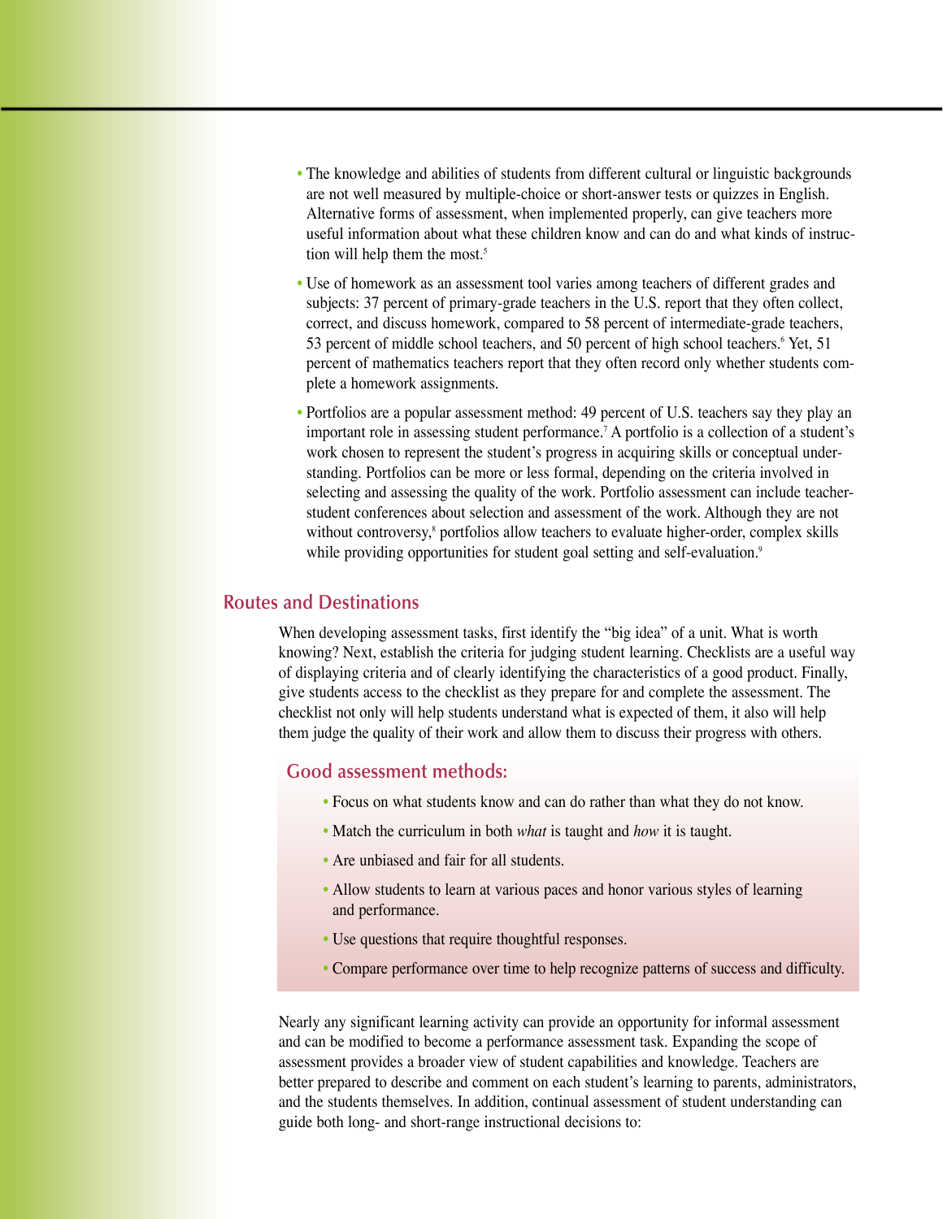- The knowledge and abilities of students from different cultural or linguistic backgrounds are not well measured by multiple-choice or short-answer tests or quizzes in English. Alternative forms of assessment, when implemented properly, can give teachers more useful information about what these children know and can do and what kinds of instruction will help them the most.[5]

- Use of homework as an assessment tool varies among teachers of different grades and subjects: 37 percent of primary-grade teachers in the U.S. report that they often collect, correct, and discuss homework, compared to 58 percent of intermediate-grade teachers, 53 percent of middle school teachers, and 50 percent of high school teachers.[6] Yet, 51 percent of mathematics teachers report that they often record only whether students complete a homework assignments.

- Portfolios are a popular assessment method: 49 percent of U.S. teachers say they play an important role in assessing student performance.[7] A portfolio is a collection of a student's work chosen to represent the student's progress in acquiring skills or conceptual understanding. Portfolios can be more or less formal, depending on the criteria involved in selecting and assessing the quality of the work. Portfolio assessment can include teacher-student conferences about selection and assessment of the work. Although they are not without controversy,[8] portfolios allow teachers to evaluate higher-order, complex skills while providing opportunities for student goal setting and self-evaluation.[9]

## Routes and Destinations

When developing assessment tasks, first identify the "big idea" of a unit. What is worth knowing? Next, establish the criteria for judging student learning. Checklists are a useful way of displaying criteria and of clearly identifying the characteristics of a good product. Finally, give students access to the checklist as they prepare for and complete the assessment. The checklist not only will help students understand what is expected of them, it also will help them judge the quality of their work and allow them to discuss their progress with others.

### Good assessment methods:

- Focus on what students know and can do rather than what they do not know.
- Match the curriculum in both *what* is taught and *how* it is taught.
- Are unbiased and fair for all students.
- Allow students to learn at various paces and honor various styles of learning and performance.
- Use questions that require thoughtful responses.
- Compare performance over time to help recognize patterns of success and difficulty.

Nearly any significant learning activity can provide an opportunity for informal assessment and can be modified to become a performance assessment task. Expanding the scope of assessment provides a broader view of student capabilities and knowledge. Teachers are better prepared to describe and comment on each student's learning to parents, administrators, and the students themselves. In addition, continual assessment of student understanding can guide both long- and short-range instructional decisions to: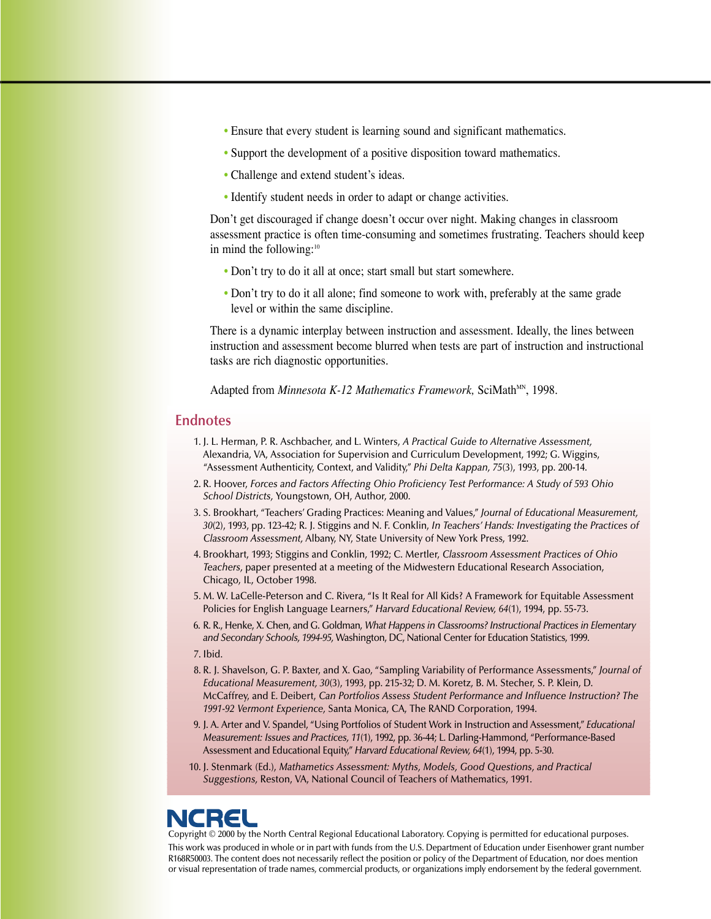- Ensure that every student is learning sound and significant mathematics.
- Support the development of a positive disposition toward mathematics.
- Challenge and extend student's ideas.
- Identify student needs in order to adapt or change activities.

Don't get discouraged if change doesn't occur over night. Making changes in classroom assessment practice is often time-consuming and sometimes frustrating. Teachers should keep in mind the following:[10]

- Don't try to do it all at once; start small but start somewhere.
- Don't try to do it all alone; find someone to work with, preferably at the same grade level or within the same discipline.

There is a dynamic interplay between instruction and assessment. Ideally, the lines between instruction and assessment become blurred when tests are part of instruction and instructional tasks are rich diagnostic opportunities.

Adapted from *Minnesota K-12 Mathematics Framework,* SciMath[MN], 1998.

## Endnotes

1. J. L. Herman, P. R. Aschbacher, and L. Winters, *A Practical Guide to Alternative Assessment,* Alexandria, VA, Association for Supervision and Curriculum Development, 1992; G. Wiggins, "Assessment Authenticity, Context, and Validity," *Phi Delta Kappan, 75*(3), 1993, pp. 200-14.
2. R. Hoover, *Forces and Factors Affecting Ohio Proficiency Test Performance: A Study of 593 Ohio School Districts,* Youngstown, OH, Author, 2000.
3. S. Brookhart, "Teachers' Grading Practices: Meaning and Values," *Journal of Educational Measurement, 30*(2), 1993, pp. 123-42; R. J. Stiggins and N. F. Conklin, *In Teachers' Hands: Investigating the Practices of Classroom Assessment,* Albany, NY, State University of New York Press, 1992.
4. Brookhart, 1993; Stiggins and Conklin, 1992; C. Mertler, *Classroom Assessment Practices of Ohio Teachers,* paper presented at a meeting of the Midwestern Educational Research Association, Chicago, IL, October 1998.
5. M. W. LaCelle-Peterson and C. Rivera, "Is It Real for All Kids? A Framework for Equitable Assessment Policies for English Language Learners," *Harvard Educational Review, 64*(1), 1994, pp. 55-73.
6. R. R., Henke, X. Chen, and G. Goldman, *What Happens in Classrooms? Instructional Practices in Elementary and Secondary Schools, 1994-95,* Washington, DC, National Center for Education Statistics, 1999.
7. Ibid.
8. R. J. Shavelson, G. P. Baxter, and X. Gao, "Sampling Variability of Performance Assessments," *Journal of Educational Measurement, 30*(3), 1993, pp. 215-32; D. M. Koretz, B. M. Stecher, S. P. Klein, D. McCaffrey, and E. Deibert, *Can Portfolios Assess Student Performance and Influence Instruction? The 1991-92 Vermont Experience,* Santa Monica, CA, The RAND Corporation, 1994.
9. J. A. Arter and V. Spandel, "Using Portfolios of Student Work in Instruction and Assessment," *Educational Measurement: Issues and Practices, 11*(1), 1992, pp. 36-44; L. Darling-Hammond, "Performance-Based Assessment and Educational Equity," *Harvard Educational Review, 64*(1), 1994, pp. 5-30.
10. J. Stenmark (Ed.), *Mathematics Assessment: Myths, Models, Good Questions, and Practical Suggestions,* Reston, VA, National Council of Teachers of Mathematics, 1991.

NCREL

Copyright © 2000 by the North Central Regional Educational Laboratory. Copying is permitted for educational purposes.

This work was produced in whole or in part with funds from the U.S. Department of Education under Eisenhower grant number R168R50003. The content does not necessarily reflect the position or policy of the Department of Education, nor does mention or visual representation of trade names, commercial products, or organizations imply endorsement by the federal government.